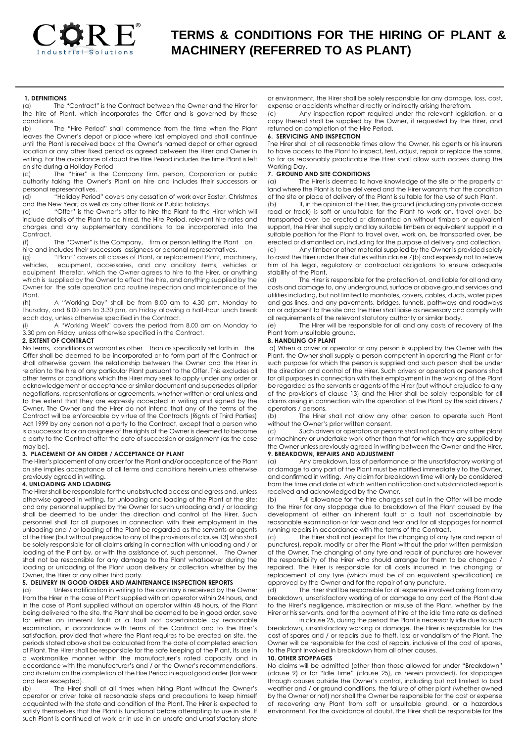# TERMS & CONDITIONS FOR THE HIRING OF PLANT & MACHINERY (REFERRED TO AS PLANT)

**1. DEFINITIONS**

(a) The "Contract" is the Contract between the Owner and the Hirer for the hire of Plant, which incorporates the Offer and is governed by these conditions.

(b) The "Hire Period" shall commence from the time when the Plant leaves the Owner's depot or place where last employed and shall continue until the Plant is received back at the Owner's named depot or other agreed location or any other fixed period as agreed between the Hirer and Owner in writing. For the avoidance of doubt the Hire Period includes the time Plant is left on site during a Holiday Period

(c) The "Hirer" is the Company firm, person, Corporation or public authority taking the Owner's Plant on hire and includes their successors or personal representatives.

(d) "Holiday Period" covers any cessation of work over Easter, Christmas and the New Year; as well as any other Bank or Public holidays.

(e) "Offer" is the Owner's offer to hire the Plant to the Hirer which will include details of the Plant to be hired, the Hire Period, relevant hire rates and charges and any supplementary conditions to be incorporated into the Contract.

(f) The "Owner" is the Company, firm or person letting the Plant on hire and includes their successors, assignees or personal representatives.

(g) "Plant" covers all classes of Plant, or replacement Plant, machinery, vehicles, equipment, accessories, and any ancillary items, vehicles or equipment therefor, which the Owner agrees to hire to the Hirer, or anything which is supplied by the Owner to effect the hire, and anything supplied by the Owner for the safe operation and routine inspection and maintenance of the Plant.

(h) A "Working Day" shall be from 8.00 am to 4.30 pm, Monday to Thursday, and 8.00 am to 3.30 pm, on Friday allowing a half-hour lunch break each day, unless otherwise specified in the Contract.

(i) A "Working Week" covers the period from 8.00 am on Monday to 3.30 pm on Friday, unless otherwise specified in the Contract.

**2. EXTENT OF CONTRACT**

No terms, conditions or warranties other than as specifically set forth in the Offer shall be deemed to be incorporated or to form part of the Contract or shall otherwise govern the relationship between the Owner and the Hirer in relation to the hire of any particular Plant pursuant to the Offer. This excludes all other terms or conditions which the Hirer may seek to apply under any order or acknowledgement or acceptance or similar document and supersedes all prior negotiations, representations or agreements, whether written or oral unless and to the extent that they are expressly accepted in writing and signed by the Owner. The Owner and the Hirer do not intend that any of the terms of the Contract will be enforceable by virtue of the Contracts (Rights of Third Parties) Act 1999 by any person not a party to the Contract, except that a person who is a successor to or an assignee of the rights of the Owner is deemed to become a party to the Contract after the date of succession or assignment (as the case may be).

**3. PLACEMENT OF AN ORDER / ACCEPTANCE OF PLANT**

The Hirer's placement of any order for the Plant and/or acceptance of the Plant on site implies acceptance of all terms and conditions herein unless otherwise previously agreed in writing.

**4. UNLOADING AND LOADING**

The Hirer shall be responsible for the unobstructed access and egress and, unless otherwise agreed in writing, for unloading and loading of the Plant at the site; and any personnel supplied by the Owner for such unloading and / or loading shall be deemed to be under the direction and control of the Hirer. Such personnel shall for all purposes in connection with their employment in the unloading and / or loading of the Plant be regarded as the servants or agents of the Hirer (but without prejudice to any of the provisions of clause 13) who shall be solely responsible for all claims arising in connection with unloading and / or loading of the Plant by, or with the assistance of, such personnel. The Owner shall not be responsible for any damage to the Plant whatsoever during the loading or unloading of the Plant upon delivery or collection whether by the Owner, the Hirer or any other third party.

**5. DELIVERY IN GOOD ORDER AND MAINTENANCE INSPECTION REPORTS**

(a) Unless notification in writing to the contrary is received by the Owner from the Hirer in the case of Plant supplied with an operator within 24 hours, and in the case of Plant supplied without an operator within 48 hours, of the Plant being delivered to the site, the Plant shall be deemed to be in good order, save for either an inherent fault or a fault not ascertainable by reasonable examination, in accordance with terms of the Contract and to the Hirer's satisfaction, provided that where the Plant requires to be erected on site, the periods stated above shall be calculated from the date of completed erection of Plant. The Hirer shall be responsible for the safe keeping of the Plant, its use in a workmanlike manner within the manufacturer's rated capacity and in accordance with the manufacturer's and / or the Owner's recommendations, and its return on the completion of the Hire Period in equal good order (fair wear and tear excepted).

(b) The Hirer shall at all times when hiring Plant without the Owner's operator or driver take all reasonable steps and precautions to keep himself acquainted with the state and condition of the Plant. The Hirer is expected to satisfy themselves that the Plant is functional before attempting to use in site. If such Plant is continued at work or in use in an unsafe and unsatisfactory state or environment, the Hirer shall be solely responsible for any damage, loss, cost, expense or accidents whether directly or indirectly arising therefrom.

(c) Any inspection report required under the relevant legislation, or a copy thereof shall be supplied by the Owner, if requested by the Hirer, and returned on completion of the Hire Period.

**6. SERVICING AND INSPECTION**

The Hirer shall at all reasonable times allow the Owner, his agents or his insurers to have access to the Plant to inspect, test, adjust, repair or replace the same. So far as reasonably practicable the Hirer shall allow such access during the Working Day.

**7. GROUND AND SITE CONDITIONS**

(a) The Hirer is deemed to have knowledge of the site or the property or land where the Plant is to be delivered and the Hirer warrants that the condition of the site or place of delivery of the Plant is suitable for the use of such Plant.

(b) If, in the opinion of the Hirer, the ground (including any private access road or track) is soft or unsuitable for the Plant to work on, travel over, be transported over, be erected or dismantled on without timbers or equivalent support, the Hirer shall supply and lay suitable timbers or equivalent support in a suitable position for the Plant to travel over, work on, be transported over, be erected or dismantled on, including for the purpose of delivery and collection.

(c) Any timber or other material supplied by the Owner is provided solely to assist the Hirer under their duties within clause 7(b) and expressly not to relieve him of his legal, regulatory or contractual obligations to ensure adequate stability of the Plant.

(d) The Hirer is responsible for the protection of, and liable for all and any costs and damage to, any underground, surface or above ground services and utilities including, but not limited to manholes, covers, cables, ducts, water pipes and gas lines, and any pavements, bridges, tunnels, pathways and roadways on or adjacent to the site and the Hirer shall liaise as necessary and comply with all requirements of the relevant statutory authority or similar body.

(e) The Hirer will be responsible for all and any costs of recovery of the Plant from unsuitable ground.

**8. HANDLING OF PLANT**

a) When a driver or operator or any person is supplied by the Owner with the Plant, the Owner shall supply a person competent in operating the Plant or for such purpose for which the person is supplied and such person shall be under the direction and control of the Hirer. Such drivers or operators or persons shall for all purposes in connection with their employment in the working of the Plant be regarded as the servants or agents of the Hirer (but without prejudice to any of the provisions of clause 13) and the Hirer shall be solely responsible for all claims arising in connection with the operation of the Plant by the said drivers / operators / persons.

(b) The Hirer shall not allow any other person to operate such Plant without the Owner's prior written consent.

(c) Such drivers or operators or persons shall not operate any other plant or machinery or undertake work other than that for which they are supplied by the Owner unless previously agreed in writing between the Owner and the Hirer.

**9. BREAKDOWN, REPAIRS AND ADJUSTMENT**

(a) Any breakdown, loss of performance or the unsatisfactory working of or damage to any part of the Plant must be notified immediately to the Owner, and confirmed in writing. Any claim for breakdown time will only be considered from the time and date at which written notification and substantiated report is received and acknowledged by the Owner.

(b) Full allowance for the hire charges set out in the Offer will be made to the Hirer for any stoppage due to breakdown of the Plant caused by the development of either an inherent fault or a fault not ascertainable by reasonable examination or fair wear and tear and for all stoppages for normal running repairs in accordance with the terms of the Contract.

(c) The Hirer shall not (except for the changing of any tyre and repair of punctures), repair, modify or alter the Plant without the prior written permission of the Owner. The changing of any tyre and repair of punctures are however the responsibility of the Hirer who should arrange for them to be changed / repaired. The Hirer is responsible for all costs incurred in the changing or replacement of any tyre (which must be of an equivalent specification) as approved by the Owner and for the repair of any puncture.

(d) The Hirer shall be responsible for all expense involved arising from any breakdown, unsatisfactory working of or damage to any part of the Plant due to the Hirer's negligence, misdirection or misuse of the Plant, whether by the Hirer or his servants, and for the payment of hire at the idle time rate as defined in clause 25, during the period the Plant is necessarily idle due to such breakdown, unsatisfactory working or damage. The Hirer is responsible for the cost of spares and / or repairs due to theft, loss or vandalism of the Plant. The Owner will be responsible for the cost of repairs, inclusive of the cost of spares, to the Plant involved in breakdown from all other causes.

**10. OTHER STOPPAGES**

No claims will be admitted (other than those allowed for under "Breakdown" (clause 9) or for "Idle Time" (clause 25), as herein provided), for stoppages through causes outside the Owner's control, including but not limited to bad weather and / or ground conditions, the failure of other plant (whether owned by the Owner or not) nor shall the Owner be responsible for the cost or expense of recovering any Plant from soft or unsuitable ground, or a hazardous environment. For the avoidance of doubt, the Hirer shall be responsible for the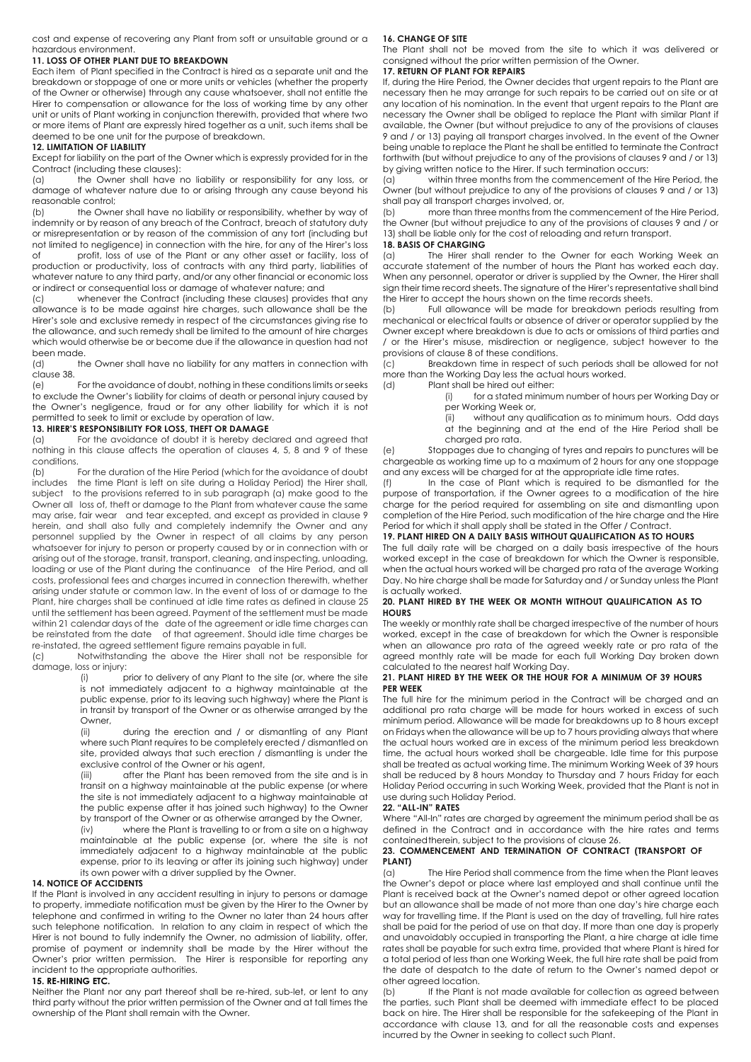cost and expense of recovering any Plant from soft or unsuitable ground or a hazardous environment.

**11. LOSS OF OTHER PLANT DUE TO BREAKDOWN**

Each item of Plant specified in the Contract is hired as a separate unit and the breakdown or stoppage of one or more units or vehicles (whether the property of the Owner or otherwise) through any cause whatsoever, shall not entitle the Hirer to compensation or allowance for the loss of working time by any other unit or units of Plant working in conjunction therewith, provided that where two or more items of Plant are expressly hired together as a unit, such items shall be deemed to be one unit for the purpose of breakdown.

**12. LIMITATION OF LIABILITY**

Except for liability on the part of the Owner which is expressly provided for in the Contract (including these clauses):

(a) the Owner shall have no liability or responsibility for any loss, or damage of whatever nature due to or arising through any cause beyond his reasonable control;

(b) the Owner shall have no liability or responsibility, whether by way of indemnity or by reason of any breach of the Contract, breach of statutory duty or misrepresentation or by reason of the commission of any tort (including but not limited to negligence) in connection with the hire, for any of the Hirer's loss of profit, loss of use of the Plant or any other asset or facility, loss of production or productivity, loss of contracts with any third party, liabilities of whatever nature to any third party, and/or any other financial or economic loss or indirect or consequential loss or damage of whatever nature; and

(c) whenever the Contract (including these clauses) provides that any allowance is to be made against hire charges, such allowance shall be the Hirer's sole and exclusive remedy in respect of the circumstances giving rise to the allowance, and such remedy shall be limited to the amount of hire charges which would otherwise be or become due if the allowance in question had not been made.

(d) the Owner shall have no liability for any matters in connection with clause 38.

(e) For the avoidance of doubt, nothing in these conditions limits or seeks to exclude the Owner's liability for claims of death or personal injury caused by the Owner's negligence, fraud or for any other liability for which it is not permitted to seek to limit or exclude by operation of law.

**13. HIRER'S RESPONSIBILITY FOR LOSS, THEFT OR DAMAGE**

(a) For the avoidance of doubt it is hereby declared and agreed that nothing in this clause affects the operation of clauses 4, 5, 8 and 9 of these conditions.

(b) For the duration of the Hire Period (which for the avoidance of doubt includes the time Plant is left on site during a Holiday Period) the Hirer shall, subject to the provisions referred to in sub paragraph (a) make good to the Owner all loss of, theft or damage to the Plant from whatever cause the same may arise, fair wear and tear excepted, and except as provided in clause 9 herein, and shall also fully and completely indemnify the Owner and any personnel supplied by the Owner in respect of all claims by any person whatsoever for injury to person or property caused by or in connection with or arising out of the storage, transit, transport, cleaning, and inspecting, unloading, loading or use of the Plant during the continuance of the Hire Period, and all costs, professional fees and charges incurred in connection therewith, whether arising under statute or common law. In the event of loss of or damage to the Plant, hire charges shall be continued at idle time rates as defined in clause 25 until the settlement has been agreed. Payment of the settlement must be made within 21 calendar days of the date of the agreement or idle time charges can be reinstated from the date of that agreement. Should idle time charges be re-instated, the agreed settlement figure remains payable in full.

(c) Notwithstanding the above the Hirer shall not be responsible for damage, loss or injury:

(i) prior to delivery of any Plant to the site (or, where the site is not immediately adjacent to a highway maintainable at the public expense, prior to its leaving such highway) where the Plant is in transit by transport of the Owner or as otherwise arranged by the Owner,

(ii) during the erection and / or dismantling of any Plant where such Plant requires to be completely erected / dismantled on site, provided always that such erection / dismantling is under the exclusive control of the Owner or his agent,

(iii) after the Plant has been removed from the site and is in transit on a highway maintainable at the public expense (or where the site is not immediately adjacent to a highway maintainable at the public expense after it has joined such highway) to the Owner by transport of the Owner or as otherwise arranged by the Owner,

(iv) where the Plant is travelling to or from a site on a highway maintainable at the public expense (or, where the site is not immediately adjacent to a highway maintainable at the public expense, prior to its leaving or after its joining such highway) under its own power with a driver supplied by the Owner.

**14. NOTICE OF ACCIDENTS**

If the Plant is involved in any accident resulting in injury to persons or damage to property, immediate notification must be given by the Hirer to the Owner by telephone and confirmed in writing to the Owner no later than 24 hours after such telephone notification. In relation to any claim in respect of which the Hirer is not bound to fully indemnify the Owner, no admission of liability, offer, promise of payment or indemnity shall be made by the Hirer without the Owner's prior written permission. The Hirer is responsible for reporting any incident to the appropriate authorities.

**15. RE-HIRING ETC.**

Neither the Plant nor any part thereof shall be re-hired, sub-let, or lent to any third party without the prior written permission of the Owner and at tall times the ownership of the Plant shall remain with the Owner.

**16. CHANGE OF SITE**

The Plant shall not be moved from the site to which it was delivered or consigned without the prior written permission of the Owner.

**17. RETURN OF PLANT FOR REPAIRS**

If, during the Hire Period, the Owner decides that urgent repairs to the Plant are necessary then he may arrange for such repairs to be carried out on site or at any location of his nomination. In the event that urgent repairs to the Plant are necessary the Owner shall be obliged to replace the Plant with similar Plant if available, the Owner (but without prejudice to any of the provisions of clauses 9 and / or 13) paying all transport charges involved. In the event of the Owner being unable to replace the Plant he shall be entitled to terminate the Contract forthwith (but without prejudice to any of the provisions of clauses 9 and / or 13) by giving written notice to the Hirer. If such termination occurs:

(a) within three months from the commencement of the Hire Period, the Owner (but without prejudice to any of the provisions of clauses 9 and / or 13) shall pay all transport charges involved, or,

(b) more than three months from the commencement of the Hire Period, the Owner (but without prejudice to any of the provisions of clause 9 and / or 13) shall be liable only for the cost of reloading and return transport.

**18. BASIS OF CHARGING**

(a) The Hirer shall render to the Owner for each Working Week an accurate statement of the number of hours the Plant has worked each day. When any personnel, operator or driver is supplied by the Owner, the Hirer shall sign their time record sheets. The signature of the Hirer's representative shall bind the Hirer to accept the hours shown on the time records sheets.

(b) Full allowance will be made for breakdown periods resulting from mechanical or electrical faults or absence of driver or operator supplied by the Owner except where breakdown is due to acts or omissions of third parties and / or the Hirer's misuse, misdirection or negligence, subject however to the provisions of clause 8 of these conditions.

(c) Breakdown time in respect of such periods shall be allowed for not more than the Working Day less the actual hours worked.

(d) Plant shall be hired out either:

(i) for a stated minimum number of hours per Working Day or per Working Week or,

(ii) without any qualification as to minimum hours. Odd days at the beginning and at the end of the Hire Period shall be charged pro rata.

(e) Stoppages due to changing of tyres and repairs to punctures will be chargeable as working time up to a maximum of 2 hours for any one stoppage and any excess will be charged for at the appropriate idle time rates.

(f) In the case of Plant which is required to be dismantled for the purpose of transportation, if the Owner agrees to a modification of the hire charge for the period required for assembling on site and dismantling upon completion of the Hire Period, such modification of the hire charge and the Hire Period for which it shall apply shall be stated in the Offer / Contract.

**19. PLANT HIRED ON A DAILY BASIS WITHOUT QUALIFICATION AS TO HOURS**

The full daily rate will be charged on a daily basis irrespective of the hours worked except in the case of breakdown for which the Owner is responsible, when the actual hours worked will be charged pro rata of the average Working Day. No hire charge shall be made for Saturday and / or Sunday unless the Plant is actually worked.

**20. PLANT HIRED BY THE WEEK OR MONTH WITHOUT QUALIFICATION AS TO HOURS**

The weekly or monthly rate shall be charged irrespective of the number of hours worked, except in the case of breakdown for which the Owner is responsible when an allowance pro rata of the agreed weekly rate or pro rata of the agreed monthly rate will be made for each full Working Day broken down calculated to the nearest half Working Day.

**21. PLANT HIRED BY THE WEEK OR THE HOUR FOR A MINIMUM OF 39 HOURS PER WEEK**

The full hire for the minimum period in the Contract will be charged and an additional pro rata charge will be made for hours worked in excess of such minimum period. Allowance will be made for breakdowns up to 8 hours except on Fridays when the allowance will be up to 7 hours providing always that where the actual hours worked are in excess of the minimum period less breakdown time, the actual hours worked shall be chargeable. Idle time for this purpose shall be treated as actual working time. The minimum Working Week of 39 hours shall be reduced by 8 hours Monday to Thursday and 7 hours Friday for each Holiday Period occurring in such Working Week, provided that the Plant is not in use during such Holiday Period.

**22. "ALL-IN" RATES**

Where "All-In" rates are charged by agreement the minimum period shall be as defined in the Contract and in accordance with the hire rates and terms containedtherein, subject to the provisions of clause 26.

**23. COMMENCEMENT AND TERMINATION OF CONTRACT (TRANSPORT OF PLANT)**

(a) The Hire Period shall commence from the time when the Plant leaves the Owner's depot or place where last employed and shall continue until the Plant is received back at the Owner's named depot or other agreed location but an allowance shall be made of not more than one day's hire charge each way for travelling time. If the Plant is used on the day of travelling, full hire rates shall be paid for the period of use on that day. If more than one day is properly and unavoidably occupied in transporting the Plant, a hire charge at idle time rates shall be payable for such extra time, provided that where Plant is hired for a total period of less than one Working Week, the full hire rate shall be paid from the date of despatch to the date of return to the Owner's named depot or other agreed location.

(b) If the Plant is not made available for collection as agreed between the parties, such Plant shall be deemed with immediate effect to be placed back on hire. The Hirer shall be responsible for the safekeeping of the Plant in accordance with clause 13, and for all the reasonable costs and expenses incurred by the Owner in seeking to collect such Plant.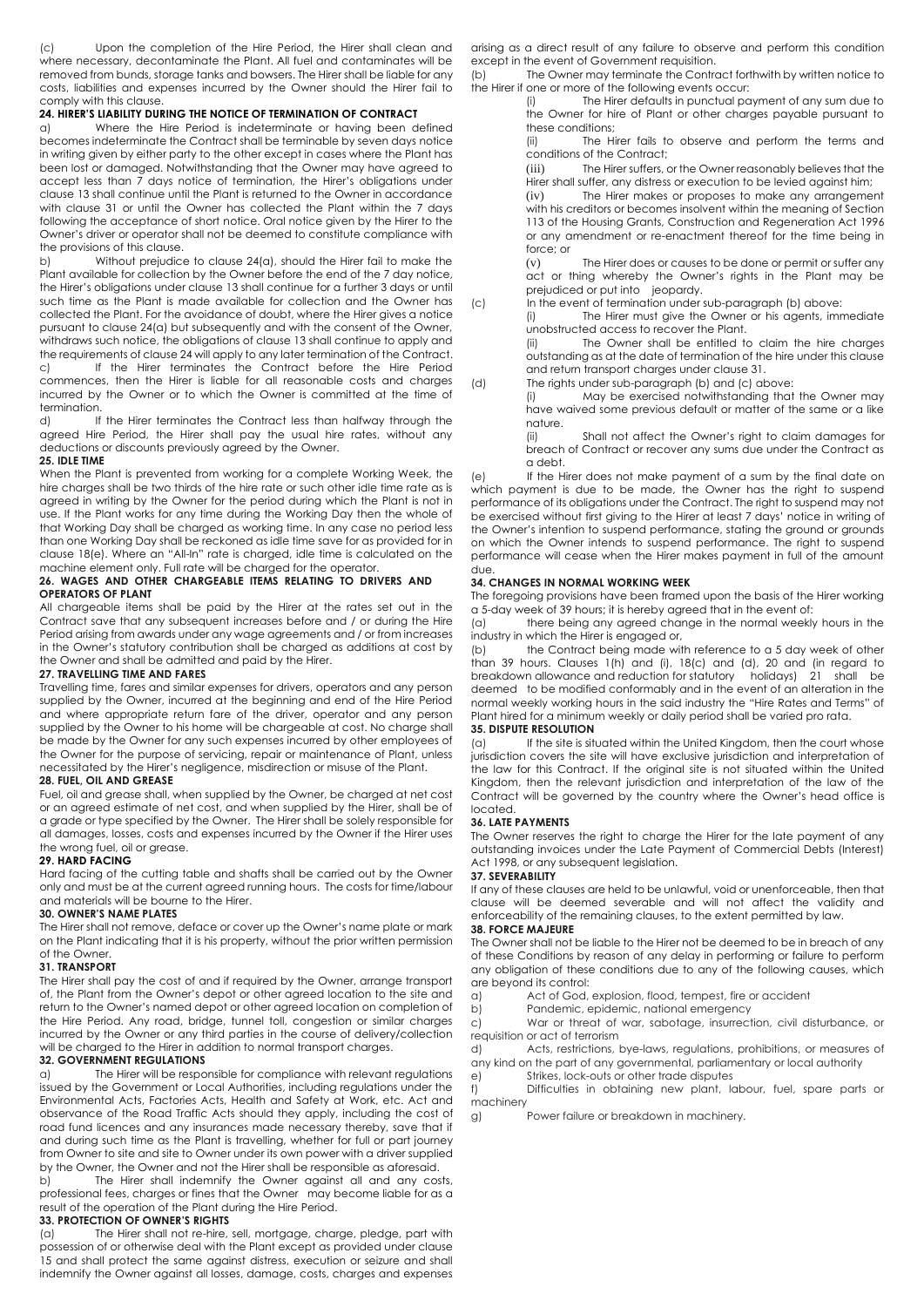(c) Upon the completion of the Hire Period, the Hirer shall clean and where necessary, decontaminate the Plant. All fuel and contaminates will be removed from bunds, storage tanks and bowsers. The Hirer shall be liable for any costs, liabilities and expenses incurred by the Owner should the Hirer fail to comply with this clause.

**24. HIRER'S LIABILITY DURING THE NOTICE OF TERMINATION OF CONTRACT**

a) Where the Hire Period is indeterminate or having been defined becomes indeterminate the Contract shall be terminable by seven days notice in writing given by either party to the other except in cases where the Plant has been lost or damaged. Notwithstanding that the Owner may have agreed to accept less than 7 days notice of termination, the Hirer's obligations under clause 13 shall continue until the Plant is returned to the Owner in accordance with clause 31 or until the Owner has collected the Plant within the 7 days following the acceptance of short notice. Oral notice given by the Hirer to the Owner's driver or operator shall not be deemed to constitute compliance with the provisions of this clause.

b) Without prejudice to clause 24(a), should the Hirer fail to make the Plant available for collection by the Owner before the end of the 7 day notice, the Hirer's obligations under clause 13 shall continue for a further 3 days or until such time as the Plant is made available for collection and the Owner has collected the Plant. For the avoidance of doubt, where the Hirer gives a notice pursuant to clause 24(a) but subsequently and with the consent of the Owner, withdraws such notice, the obligations of clause 13 shall continue to apply and the requirements of clause 24 will apply to any later termination of the Contract.

c) If the Hirer terminates the Contract before the Hire Period commences, then the Hirer is liable for all reasonable costs and charges incurred by the Owner or to which the Owner is committed at the time of termination.

d) If the Hirer terminates the Contract less than halfway through the agreed Hire Period, the Hirer shall pay the usual hire rates, without any deductions or discounts previously agreed by the Owner.

**25. IDLE TIME**

When the Plant is prevented from working for a complete Working Week, the hire charges shall be two thirds of the hire rate or such other idle time rate as is agreed in writing by the Owner for the period during which the Plant is not in use. If the Plant works for any time during the Working Day then the whole of that Working Day shall be charged as working time. In any case no period less than one Working Day shall be reckoned as idle time save for as provided for in clause 18(e). Where an "All-In" rate is charged, idle time is calculated on the machine element only. Full rate will be charged for the operator.

**26. WAGES AND OTHER CHARGEABLE ITEMS RELATING TO DRIVERS AND OPERATORS OF PLANT**

All chargeable items shall be paid by the Hirer at the rates set out in the Contract save that any subsequent increases before and / or during the Hire Period arising from awards under any wage agreements and / or from increases in the Owner's statutory contribution shall be charged as additions at cost by the Owner and shall be admitted and paid by the Hirer.

**27. TRAVELLING TIME AND FARES**

Travelling time, fares and similar expenses for drivers, operators and any person supplied by the Owner, incurred at the beginning and end of the Hire Period and where appropriate return fare of the driver, operator and any person supplied by the Owner to his home will be chargeable at cost. No charge shall be made by the Owner for any such expenses incurred by other employees of the Owner for the purpose of servicing, repair or maintenance of Plant, unless necessitated by the Hirer's negligence, misdirection or misuse of the Plant.

**28. FUEL, OIL AND GREASE**

Fuel, oil and grease shall, when supplied by the Owner, be charged at net cost or an agreed estimate of net cost, and when supplied by the Hirer, shall be of a grade or type specified by the Owner. The Hirer shall be solely responsible for all damages, losses, costs and expenses incurred by the Owner if the Hirer uses the wrong fuel, oil or grease.

**29. HARD FACING**

Hard facing of the cutting table and shafts shall be carried out by the Owner only and must be at the current agreed running hours. The costs for time/labour and materials will be bourne to the Hirer.

**30. OWNER'S NAME PLATES**

The Hirer shall not remove, deface or cover up the Owner's name plate or mark on the Plant indicating that it is his property, without the prior written permission of the Owner.

**31. TRANSPORT**

The Hirer shall pay the cost of and if required by the Owner, arrange transport of, the Plant from the Owner's depot or other agreed location to the site and return to the Owner's named depot or other agreed location on completion of the Hire Period. Any road, bridge, tunnel toll, congestion or similar charges incurred by the Owner or any third parties in the course of delivery/collection will be charged to the Hirer in addition to normal transport charges.

**32. GOVERNMENT REGULATIONS**

a) The Hirer will be responsible for compliance with relevant regulations issued by the Government or Local Authorities, including regulations under the Environmental Acts, Factories Acts, Health and Safety at Work, etc. Act and observance of the Road Traffic Acts should they apply, including the cost of road fund licences and any insurances made necessary thereby, save that if and during such time as the Plant is travelling, whether for full or part journey from Owner to site and site to Owner under its own power with a driver supplied by the Owner, the Owner and not the Hirer shall be responsible as aforesaid.

b) The Hirer shall indemnify the Owner against all and any costs, professional fees, charges or fines that the Owner may become liable for as a result of the operation of the Plant during the Hire Period.

**33. PROTECTION OF OWNER'S RIGHTS**

(a) The Hirer shall not re-hire, sell, mortgage, charge, pledge, part with possession of or otherwise deal with the Plant except as provided under clause 15 and shall protect the same against distress, execution or seizure and shall indemnify the Owner against all losses, damage, costs, charges and expenses arising as a direct result of any failure to observe and perform this condition except in the event of Government requisition.

(b) The Owner may terminate the Contract forthwith by written notice to the Hirer if one or more of the following events occur:

(i) The Hirer defaults in punctual payment of any sum due to the Owner for hire of Plant or other charges payable pursuant to these conditions;

(ii) The Hirer fails to observe and perform the terms and conditions of the Contract;

(iii) The Hirer suffers, or the Owner reasonably believes that the Hirer shall suffer, any distress or execution to be levied against him;

(iv) The Hirer makes or proposes to make any arrangement with his creditors or becomes insolvent within the meaning of Section 113 of the Housing Grants, Construction and Regeneration Act 1996 or any amendment or re-enactment thereof for the time being in force; or

(v) The Hirer does or causes to be done or permit or suffer any act or thing whereby the Owner's rights in the Plant may be prejudiced or put into jeopardy.

(c) In the event of termination under sub-paragraph (b) above:

(i) The Hirer must give the Owner or his agents, immediate unobstructed access to recover the Plant.

(ii) The Owner shall be entitled to claim the hire charges outstanding as at the date of termination of the hire under this clause and return transport charges under clause 31.

(d) The rights under sub-paragraph (b) and (c) above:

(i) May be exercised notwithstanding that the Owner may have waived some previous default or matter of the same or a like nature.

(ii) Shall not affect the Owner's right to claim damages for breach of Contract or recover any sums due under the Contract as a debt.

(e) If the Hirer does not make payment of a sum by the final date on which payment is due to be made, the Owner has the right to suspend performance of its obligations under the Contract. The right to suspend may not be exercised without first giving to the Hirer at least 7 days' notice in writing of the Owner's intention to suspend performance, stating the ground or grounds on which the Owner intends to suspend performance. The right to suspend performance will cease when the Hirer makes payment in full of the amount due.

**34. CHANGES IN NORMAL WORKING WEEK**

The foregoing provisions have been framed upon the basis of the Hirer working a 5-day week of 39 hours; it is hereby agreed that in the event of:

(a) there being any agreed change in the normal weekly hours in the industry in which the Hirer is engaged or,

(b) the Contract being made with reference to a 5 day week of other than 39 hours. Clauses 1(h) and (i), 18(c) and (d), 20 and (in regard to breakdown allowance and reduction for statutory holidays) 21 shall be deemed to be modified conformably and in the event of an alteration in the normal weekly working hours in the said industry the "Hire Rates and Terms" of Plant hired for a minimum weekly or daily period shall be varied pro rata.

**35. DISPUTE RESOLUTION**

(a) If the site is situated within the United Kingdom, then the court whose jurisdiction covers the site will have exclusive jurisdiction and interpretation of the law for this Contract. If the original site is not situated within the United Kingdom, then the relevant jurisdiction and interpretation of the law of the Contract will be governed by the country where the Owner's head office is located.

**36. LATE PAYMENTS**

The Owner reserves the right to charge the Hirer for the late payment of any outstanding invoices under the Late Payment of Commercial Debts (Interest) Act 1998, or any subsequent legislation.

**37. SEVERABILITY**

If any of these clauses are held to be unlawful, void or unenforceable, then that clause will be deemed severable and will not affect the validity and enforceability of the remaining clauses, to the extent permitted by law.

**38. FORCE MAJEURE**

The Owner shall not be liable to the Hirer not be deemed to be in breach of any of these Conditions by reason of any delay in performing or failure to perform any obligation of these conditions due to any of the following causes, which are beyond its control:

a) Act of God, explosion, flood, tempest, fire or accident

b) Pandemic, epidemic, national emergency

c) War or threat of war, sabotage, insurrection, civil disturbance, or requisition or act of terrorism

d) Acts, restrictions, bye-laws, regulations, prohibitions, or measures of any kind on the part of any governmental, parliamentary or local authority

e) Strikes, lock-outs or other trade disputes

f) Difficulties in obtaining new plant, labour, fuel, spare parts or machinery

g) Power failure or breakdown in machinery.